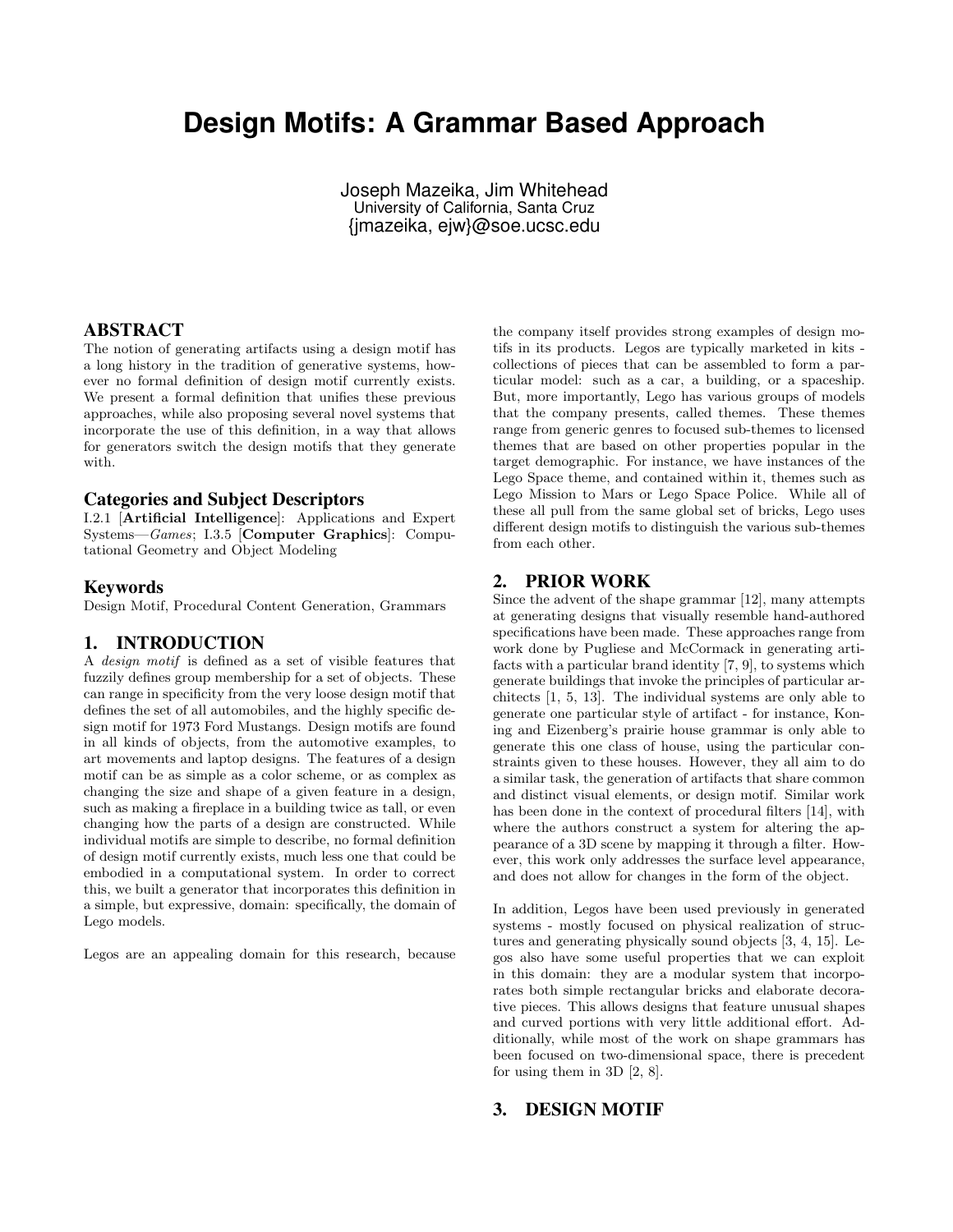# Design Motifs: A Grammar Based Approach

Joseph Mazeika, Jim Whitehead
University of California, Santa Cruz
{jmazeika, ejw}@soe.ucsc.edu

## ABSTRACT

The notion of generating artifacts using a design motif has a long history in the tradition of generative systems, however no formal definition of design motif currently exists. We present a formal definition that unifies these previous approaches, while also proposing several novel systems that incorporate the use of this definition, in a way that allows for generators switch the design motifs that they generate with.

### Categories and Subject Descriptors

I.2.1 [**Artificial Intelligence**]: Applications and Expert Systems—*Games*; I.3.5 [**Computer Graphics**]: Computational Geometry and Object Modeling

### Keywords

Design Motif, Procedural Content Generation, Grammars

## 1. INTRODUCTION

A *design motif* is defined as a set of visible features that fuzzily defines group membership for a set of objects. These can range in specificity from the very loose design motif that defines the set of all automobiles, and the highly specific design motif for 1973 Ford Mustangs. Design motifs are found in all kinds of objects, from the automotive examples, to art movements and laptop designs. The features of a design motif can be as simple as a color scheme, or as complex as changing the size and shape of a given feature in a design, such as making a fireplace in a building twice as tall, or even changing how the parts of a design are constructed. While individual motifs are simple to describe, no formal definition of design motif currently exists, much less one that could be embodied in a computational system. In order to correct this, we built a generator that incorporates this definition in a simple, but expressive, domain: specifically, the domain of Lego models.

Legos are an appealing domain for this research, because the company itself provides strong examples of design motifs in its products. Legos are typically marketed in kits - collections of pieces that can be assembled to form a particular model: such as a car, a building, or a spaceship. But, more importantly, Lego has various groups of models that the company presents, called themes. These themes range from generic genres to focused sub-themes to licensed themes that are based on other properties popular in the target demographic. For instance, we have instances of the Lego Space theme, and contained within it, themes such as Lego Mission to Mars or Lego Space Police. While all of these all pull from the same global set of bricks, Lego uses different design motifs to distinguish the various sub-themes from each other.

## 2. PRIOR WORK

Since the advent of the shape grammar [12], many attempts at generating designs that visually resemble hand-authored specifications have been made. These approaches range from work done by Pugliese and McCormack in generating artifacts with a particular brand identity [7, 9], to systems which generate buildings that invoke the principles of particular architects [1, 5, 13]. The individual systems are only able to generate one particular style of artifact - for instance, Koning and Eizenberg's prairie house grammar is only able to generate this one class of house, using the particular constraints given to these houses. However, they all aim to do a similar task, the generation of artifacts that share common and distinct visual elements, or design motif. Similar work has been done in the context of procedural filters [14], with where the authors construct a system for altering the appearance of a 3D scene by mapping it through a filter. However, this work only addresses the surface level appearance, and does not allow for changes in the form of the object.

In addition, Legos have been used previously in generated systems - mostly focused on physical realization of structures and generating physically sound objects [3, 4, 15]. Legos also have some useful properties that we can exploit in this domain: they are a modular system that incorporates both simple rectangular bricks and elaborate decorative pieces. This allows designs that feature unusual shapes and curved portions with very little additional effort. Additionally, while most of the work on shape grammars has been focused on two-dimensional space, there is precedent for using them in 3D [2, 8].

## 3. DESIGN MOTIF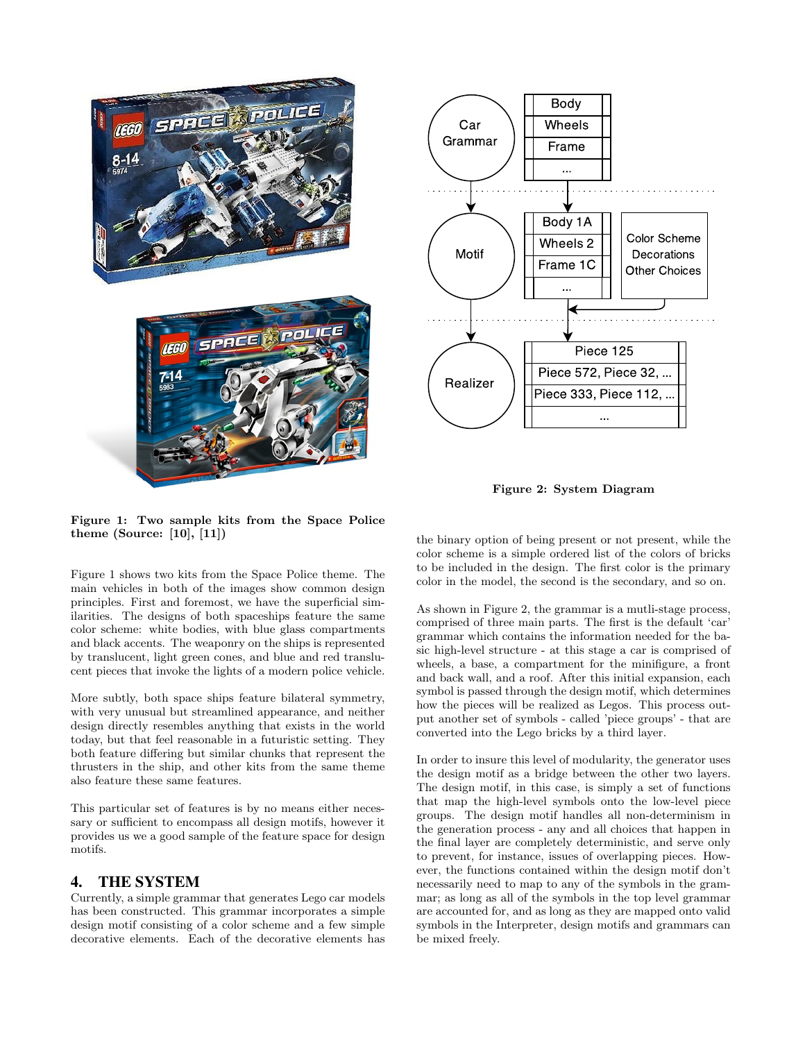Figure 1: Two sample kits from the Space Police theme (Source: [10], [11])

Figure 1 shows two kits from the Space Police theme. The main vehicles in both of the images show common design principles. First and foremost, we have the superficial similarities. The designs of both spaceships feature the same color scheme: white bodies, with blue glass compartments and black accents. The weaponry on the ships is represented by translucent, light green cones, and blue and red translucent pieces that invoke the lights of a modern police vehicle.

More subtly, both space ships feature bilateral symmetry, with very unusual but streamlined appearance, and neither design directly resembles anything that exists in the world today, but that feel reasonable in a futuristic setting. They both feature differing but similar chunks that represent the thrusters in the ship, and other kits from the same theme also feature these same features.

This particular set of features is by no means either necessary or sufficient to encompass all design motifs, however it provides us we a good sample of the feature space for design motifs.

## 4. THE SYSTEM

Currently, a simple grammar that generates Lego car models has been constructed. This grammar incorporates a simple design motif consisting of a color scheme and a few simple decorative elements. Each of the decorative elements has the binary option of being present or not present, while the color scheme is a simple ordered list of the colors of bricks to be included in the design. The first color is the primary color in the model, the second is the secondary, and so on.

Figure 2: System Diagram

As shown in Figure 2, the grammar is a mutli-stage process, comprised of three main parts. The first is the default 'car' grammar which contains the information needed for the basic high-level structure - at this stage a car is comprised of wheels, a base, a compartment for the minifigure, a front and back wall, and a roof. After this initial expansion, each symbol is passed through the design motif, which determines how the pieces will be realized as Legos. This process output another set of symbols - called 'piece groups' - that are converted into the Lego bricks by a third layer.

In order to insure this level of modularity, the generator uses the design motif as a bridge between the other two layers. The design motif, in this case, is simply a set of functions that map the high-level symbols onto the low-level piece groups. The design motif handles all non-determinism in the generation process - any and all choices that happen in the final layer are completely deterministic, and serve only to prevent, for instance, issues of overlapping pieces. However, the functions contained within the design motif don't necessarily need to map to any of the symbols in the grammar; as long as all of the symbols in the top level grammar are accounted for, and as long as they are mapped onto valid symbols in the Interpreter, design motifs and grammars can be mixed freely.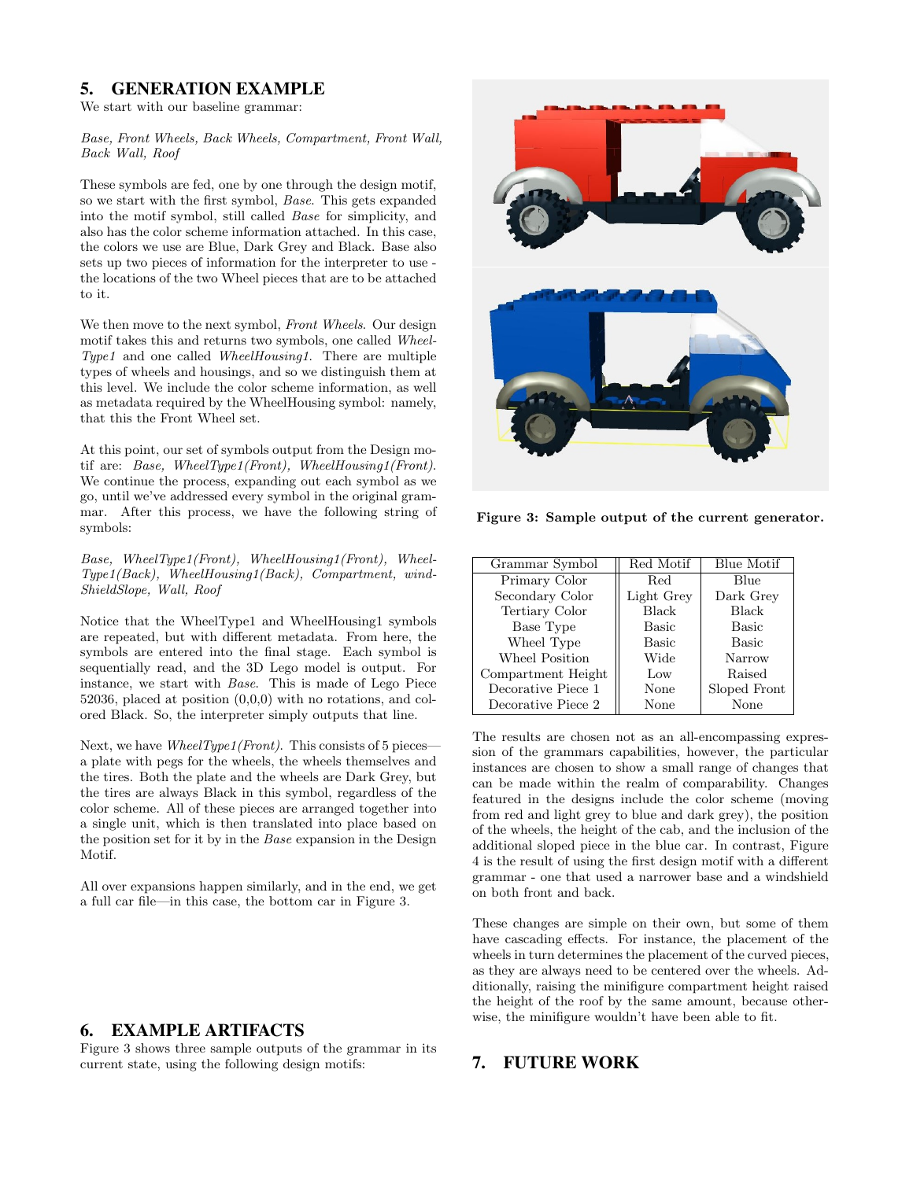## 5. GENERATION EXAMPLE

We start with our baseline grammar:

*Base, Front Wheels, Back Wheels, Compartment, Front Wall, Back Wall, Roof*

These symbols are fed, one by one through the design motif, so we start with the first symbol, *Base*. This gets expanded into the motif symbol, still called *Base* for simplicity, and also has the color scheme information attached. In this case, the colors we use are Blue, Dark Grey and Black. Base also sets up two pieces of information for the interpreter to use - the locations of the two Wheel pieces that are to be attached to it.

We then move to the next symbol, *Front Wheels*. Our design motif takes this and returns two symbols, one called *WheelType1* and one called *WheelHousing1*. There are multiple types of wheels and housings, and so we distinguish them at this level. We include the color scheme information, as well as metadata required by the WheelHousing symbol: namely, that this the Front Wheel set.

At this point, our set of symbols output from the Design motif are: *Base, WheelType1(Front), WheelHousing1(Front)*. We continue the process, expanding out each symbol as we go, until we've addressed every symbol in the original grammar. After this process, we have the following string of symbols:

*Base, WheelType1(Front), WheelHousing1(Front), WheelType1(Back), WheelHousing1(Back), Compartment, windShieldSlope, Wall, Roof*

Notice that the WheelType1 and WheelHousing1 symbols are repeated, but with different metadata. From here, the symbols are entered into the final stage. Each symbol is sequentially read, and the 3D Lego model is output. For instance, we start with *Base*. This is made of Lego Piece 52036, placed at position (0,0,0) with no rotations, and colored Black. So, the interpreter simply outputs that line.

Next, we have *WheelType1(Front)*. This consists of 5 pieces—a plate with pegs for the wheels, the wheels themselves and the tires. Both the plate and the wheels are Dark Grey, but the tires are always Black in this symbol, regardless of the color scheme. All of these pieces are arranged together into a single unit, which is then translated into place based on the position set for it by in the *Base* expansion in the Design Motif.

All over expansions happen similarly, and in the end, we get a full car file—in this case, the bottom car in Figure 3.

## 6. EXAMPLE ARTIFACTS

Figure 3 shows three sample outputs of the grammar in its current state, using the following design motifs:

**Figure 3: Sample output of the current generator.**

| Grammar Symbol | Red Motif | Blue Motif |
|---|---|---|
| Primary Color | Red | Blue |
| Secondary Color | Light Grey | Dark Grey |
| Tertiary Color | Black | Black |
| Base Type | Basic | Basic |
| Wheel Type | Basic | Basic |
| Wheel Position | Wide | Narrow |
| Compartment Height | Low | Raised |
| Decorative Piece 1 | None | Sloped Front |
| Decorative Piece 2 | None | None |

The results are chosen not as an all-encompassing expression of the grammars capabilities, however, the particular instances are chosen to show a small range of changes that can be made within the realm of comparability. Changes featured in the designs include the color scheme (moving from red and light grey to blue and dark grey), the position of the wheels, the height of the cab, and the inclusion of the additional sloped piece in the blue car. In contrast, Figure 4 is the result of using the first design motif with a different grammar - one that used a narrower base and a windshield on both front and back.

These changes are simple on their own, but some of them have cascading effects. For instance, the placement of the wheels in turn determines the placement of the curved pieces, as they are always need to be centered over the wheels. Additionally, raising the minifigure compartment height raised the height of the roof by the same amount, because otherwise, the minifigure wouldn't have been able to fit.

## 7. FUTURE WORK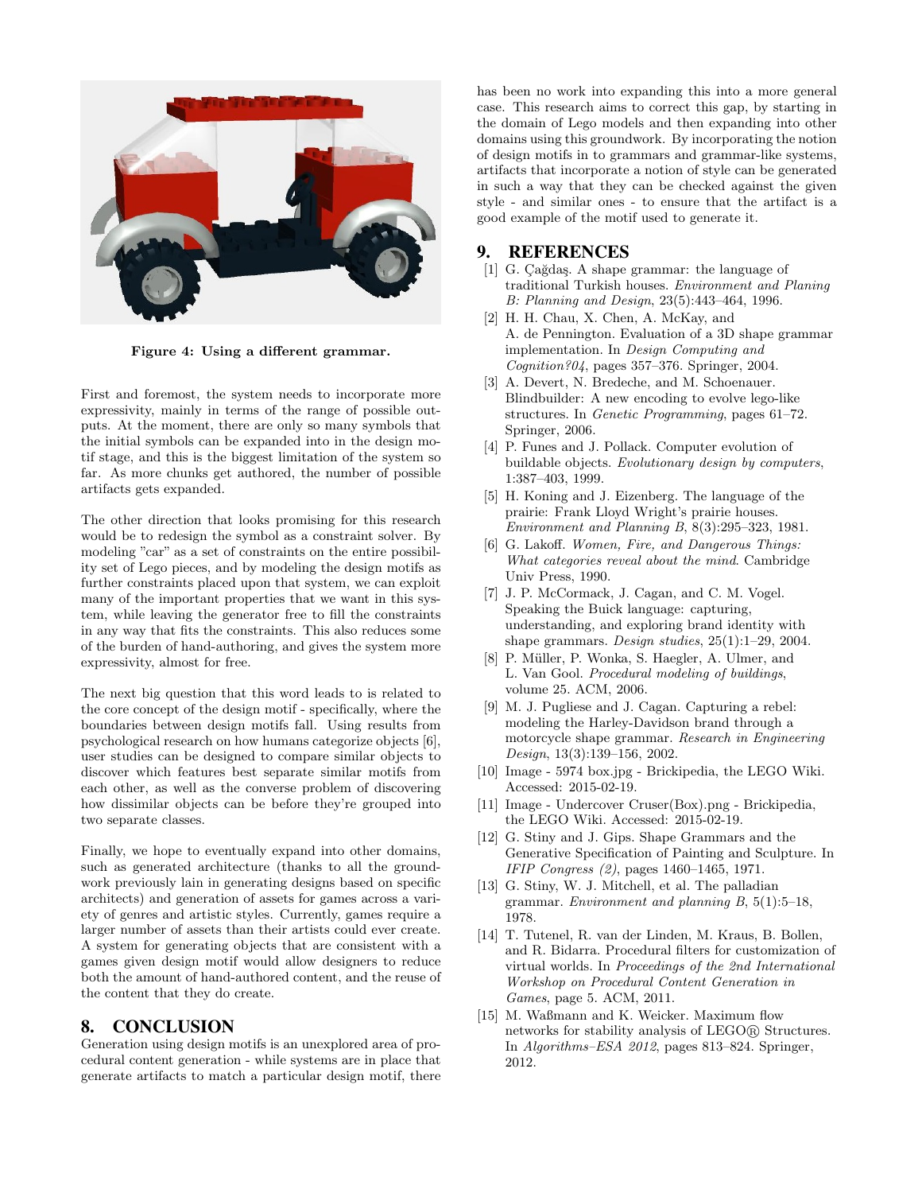Figure 4: Using a different grammar.

First and foremost, the system needs to incorporate more expressivity, mainly in terms of the range of possible outputs. At the moment, there are only so many symbols that the initial symbols can be expanded into in the design motif stage, and this is the biggest limitation of the system so far. As more chunks get authored, the number of possible artifacts gets expanded.

The other direction that looks promising for this research would be to redesign the symbol as a constraint solver. By modeling "car" as a set of constraints on the entire possibility set of Lego pieces, and by modeling the design motifs as further constraints placed upon that system, we can exploit many of the important properties that we want in this system, while leaving the generator free to fill the constraints in any way that fits the constraints. This also reduces some of the burden of hand-authoring, and gives the system more expressivity, almost for free.

The next big question that this word leads to is related to the core concept of the design motif - specifically, where the boundaries between design motifs fall. Using results from psychological research on how humans categorize objects [6], user studies can be designed to compare similar objects to discover which features best separate similar motifs from each other, as well as the converse problem of discovering how dissimilar objects can be before they're grouped into two separate classes.

Finally, we hope to eventually expand into other domains, such as generated architecture (thanks to all the groundwork previously lain in generating designs based on specific architects) and generation of assets for games across a variety of genres and artistic styles. Currently, games require a larger number of assets than their artists could ever create. A system for generating objects that are consistent with a games given design motif would allow designers to reduce both the amount of hand-authored content, and the reuse of the content that they do create.

## 8. CONCLUSION

Generation using design motifs is an unexplored area of procedural content generation - while systems are in place that generate artifacts to match a particular design motif, there has been no work into expanding this into a more general case. This research aims to correct this gap, by starting in the domain of Lego models and then expanding into other domains using this groundwork. By incorporating the notion of design motifs in to grammars and grammar-like systems, artifacts that incorporate a notion of style can be generated in such a way that they can be checked against the given style - and similar ones - to ensure that the artifact is a good example of the motif used to generate it.

## 9. REFERENCES

[1] G. Çağdaş. A shape grammar: the language of traditional Turkish houses. *Environment and Planing B: Planning and Design*, 23(5):443–464, 1996.

[2] H. H. Chau, X. Chen, A. McKay, and A. de Pennington. Evaluation of a 3D shape grammar implementation. In *Design Computing and Cognition?04*, pages 357–376. Springer, 2004.

[3] A. Devert, N. Bredeche, and M. Schoenauer. Blindbuilder: A new encoding to evolve lego-like structures. In *Genetic Programming*, pages 61–72. Springer, 2006.

[4] P. Funes and J. Pollack. Computer evolution of buildable objects. *Evolutionary design by computers*, 1:387–403, 1999.

[5] H. Koning and J. Eizenberg. The language of the prairie: Frank Lloyd Wright's prairie houses. *Environment and Planning B*, 8(3):295–323, 1981.

[6] G. Lakoff. *Women, Fire, and Dangerous Things: What categories reveal about the mind*. Cambridge Univ Press, 1990.

[7] J. P. McCormack, J. Cagan, and C. M. Vogel. Speaking the Buick language: capturing, understanding, and exploring brand identity with shape grammars. *Design studies*, 25(1):1–29, 2004.

[8] P. Müller, P. Wonka, S. Haegler, A. Ulmer, and L. Van Gool. *Procedural modeling of buildings*, volume 25. ACM, 2006.

[9] M. J. Pugliese and J. Cagan. Capturing a rebel: modeling the Harley-Davidson brand through a motorcycle shape grammar. *Research in Engineering Design*, 13(3):139–156, 2002.

[10] Image - 5974 box.jpg - Brickipedia, the LEGO Wiki. Accessed: 2015-02-19.

[11] Image - Undercover Cruser(Box).png - Brickipedia, the LEGO Wiki. Accessed: 2015-02-19.

[12] G. Stiny and J. Gips. Shape Grammars and the Generative Specification of Painting and Sculpture. In *IFIP Congress (2)*, pages 1460–1465, 1971.

[13] G. Stiny, W. J. Mitchell, et al. The palladian grammar. *Environment and planning B*, 5(1):5–18, 1978.

[14] T. Tutenel, R. van der Linden, M. Kraus, B. Bollen, and R. Bidarra. Procedural filters for customization of virtual worlds. In *Proceedings of the 2nd International Workshop on Procedural Content Generation in Games*, page 5. ACM, 2011.

[15] M. Waßmann and K. Weicker. Maximum flow networks for stability analysis of LEGO® Structures. In *Algorithms–ESA 2012*, pages 813–824. Springer, 2012.